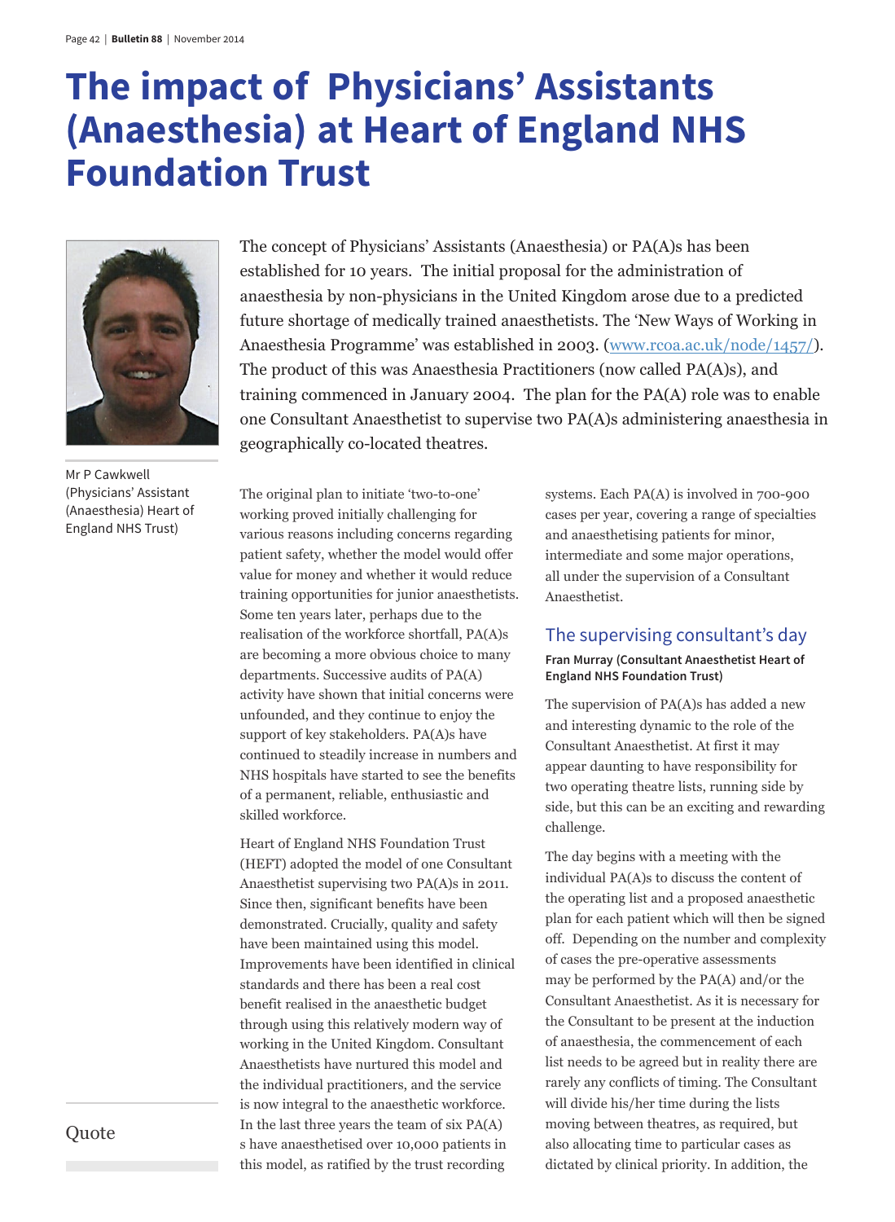# The impact of Physicians' Assistants (Anaesthesia) at Heart of England NHS Foundation Trust

Mr P Cawkwell (Physicians' Assistant (Anaesthesia) Heart of England NHS Trust)

The concept of Physicians' Assistants (Anaesthesia) or PA(A)s has been established for 10 years. The initial proposal for the administration of anaesthesia by non-physicians in the United Kingdom arose due to a predicted future shortage of medically trained anaesthetists. The 'New Ways of Working in Anaesthesia Programme' was established in 2003. (www.rcoa.ac.uk/node/1457/). The product of this was Anaesthesia Practitioners (now called PA(A)s), and training commenced in January 2004. The plan for the PA(A) role was to enable one Consultant Anaesthetist to supervise two PA(A)s administering anaesthesia in geographically co-located theatres.

The original plan to initiate 'two-to-one' working proved initially challenging for various reasons including concerns regarding patient safety, whether the model would offer value for money and whether it would reduce training opportunities for junior anaesthetists. Some ten years later, perhaps due to the realisation of the workforce shortfall, PA(A)s are becoming a more obvious choice to many departments. Successive audits of PA(A) activity have shown that initial concerns were unfounded, and they continue to enjoy the support of key stakeholders. PA(A)s have continued to steadily increase in numbers and NHS hospitals have started to see the benefits of a permanent, reliable, enthusiastic and skilled workforce.

Heart of England NHS Foundation Trust (HEFT) adopted the model of one Consultant Anaesthetist supervising two PA(A)s in 2011. Since then, significant benefits have been demonstrated. Crucially, quality and safety have been maintained using this model. Improvements have been identified in clinical standards and there has been a real cost benefit realised in the anaesthetic budget through using this relatively modern way of working in the United Kingdom. Consultant Anaesthetists have nurtured this model and the individual practitioners, and the service is now integral to the anaesthetic workforce. In the last three years the team of six PA(A) s have anaesthetised over 10,000 patients in this model, as ratified by the trust recording systems. Each PA(A) is involved in 700-900 cases per year, covering a range of specialties and anaesthetising patients for minor, intermediate and some major operations, all under the supervision of a Consultant Anaesthetist.

## The supervising consultant's day

**Fran Murray (Consultant Anaesthetist Heart of England NHS Foundation Trust)**

The supervision of PA(A)s has added a new and interesting dynamic to the role of the Consultant Anaesthetist. At first it may appear daunting to have responsibility for two operating theatre lists, running side by side, but this can be an exciting and rewarding challenge.

The day begins with a meeting with the individual PA(A)s to discuss the content of the operating list and a proposed anaesthetic plan for each patient which will then be signed off. Depending on the number and complexity of cases the pre-operative assessments may be performed by the PA(A) and/or the Consultant Anaesthetist. As it is necessary for the Consultant to be present at the induction of anaesthesia, the commencement of each list needs to be agreed but in reality there are rarely any conflicts of timing. The Consultant will divide his/her time during the lists moving between theatres, as required, but also allocating time to particular cases as dictated by clinical priority. In addition, the

Quote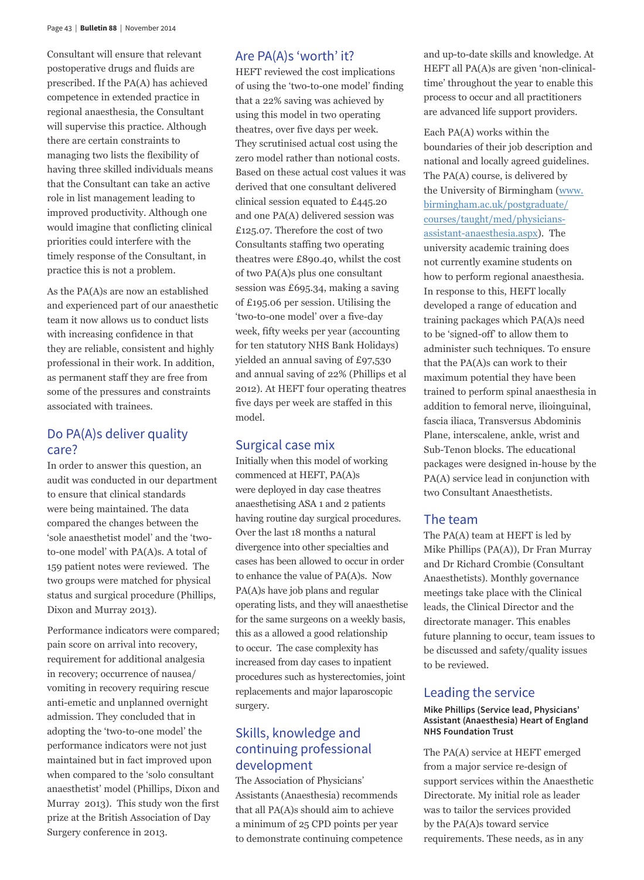Consultant will ensure that relevant postoperative drugs and fluids are prescribed. If the PA(A) has achieved competence in extended practice in regional anaesthesia, the Consultant will supervise this practice. Although there are certain constraints to managing two lists the flexibility of having three skilled individuals means that the Consultant can take an active role in list management leading to improved productivity. Although one would imagine that conflicting clinical priorities could interfere with the timely response of the Consultant, in practice this is not a problem.

As the PA(A)s are now an established and experienced part of our anaesthetic team it now allows us to conduct lists with increasing confidence in that they are reliable, consistent and highly professional in their work. In addition, as permanent staff they are free from some of the pressures and constraints associated with trainees.

## Do PA(A)s deliver quality care?

In order to answer this question, an audit was conducted in our department to ensure that clinical standards were being maintained. The data compared the changes between the 'sole anaesthetist model' and the 'two-to-one model' with PA(A)s. A total of 159 patient notes were reviewed. The two groups were matched for physical status and surgical procedure (Phillips, Dixon and Murray 2013).

Performance indicators were compared; pain score on arrival into recovery, requirement for additional analgesia in recovery; occurrence of nausea/vomiting in recovery requiring rescue anti-emetic and unplanned overnight admission. They concluded that in adopting the 'two-to-one model' the performance indicators were not just maintained but in fact improved upon when compared to the 'solo consultant anaesthetist' model (Phillis, Dixon and Murray 2013). This study won the first prize at the British Association of Day Surgery conference in 2013.

## Are PA(A)s 'worth' it?

HEFT reviewed the cost implications of using the 'two-to-one model' finding that a 22% saving was achieved by using this model in two operating theatres, over five days per week. They scrutinised actual cost using the zero model rather than notional costs. Based on these actual cost values it was derived that one consultant delivered clinical session equated to £445.20 and one PA(A) delivered session was £125.07. Therefore the cost of two Consultants staffing two operating theatres were £890.40, whilst the cost of two PA(A)s plus one consultant session was £695.34, making a saving of £195.06 per session. Utilising the 'two-to-one model' over a five-day week, fifty weeks per year (accounting for ten statutory NHS Bank Holidays) yielded an annual saving of £97,530 and annual saving of 22% (Phillips et al 2012). At HEFT four operating theatres five days per week are staffed in this model.

## Surgical case mix

Initially when this model of working commenced at HEFT, PA(A)s were deployed in day case theatres anaesthetising ASA 1 and 2 patients having routine day surgical procedures. Over the last 18 months a natural divergence into other specialties and cases has been allowed to occur in order to enhance the value of PA(A)s. Now PA(A)s have job plans and regular operating lists, and they will anaesthetise for the same surgeons on a weekly basis, this as a allowed a good relationship to occur. The case complexity has increased from day cases to inpatient procedures such as hysterectomies, joint replacements and major laparoscopic surgery.

## Skills, knowledge and continuing professional development

The Association of Physicians' Assistants (Anaesthesia) recommends that all PA(A)s should aim to achieve a minimum of 25 CPD points per year to demonstrate continuing competence and up-to-date skills and knowledge. At HEFT all PA(A)s are given 'non-clinical-time' throughout the year to enable this process to occur and all practitioners are advanced life support providers.

Each PA(A) works within the boundaries of their job description and national and locally agreed guidelines. The PA(A) course, is delivered by the University of Birmingham (www.birmingham.ac.uk/postgraduate/courses/taught/med/physicians-assistant-anaesthesia.aspx). The university academic training does not currently examine students on how to perform regional anaesthesia. In response to this, HEFT locally developed a range of education and training packages which PA(A)s need to be 'signed-off' to allow them to administer such techniques. To ensure that the PA(A)s can work to their maximum potential they have been trained to perform spinal anaesthesia in addition to femoral nerve, ilioinguinal, fascia iliaca, Transversus Abdominis Plane, interscalene, ankle, wrist and Sub-Tenon blocks. The educational packages were designed in-house by the PA(A) service lead in conjunction with two Consultant Anaesthetists.

## The team

The PA(A) team at HEFT is led by Mike Phillips (PA(A)), Dr Fran Murray and Dr Richard Crombie (Consultant Anaesthetists). Monthly governance meetings take place with the Clinical leads, the Clinical Director and the directorate manager. This enables future planning to occur, team issues to be discussed and safety/quality issues to be reviewed.

## Leading the service

**Mike Phillips (Service lead, Physicians' Assistant (Anaesthesia) Heart of England NHS Foundation Trust**

The PA(A) service at HEFT emerged from a major service re-design of support services within the Anaesthetic Directorate. My initial role as leader was to tailor the services provided by the PA(A)s toward service requirements. These needs, as in any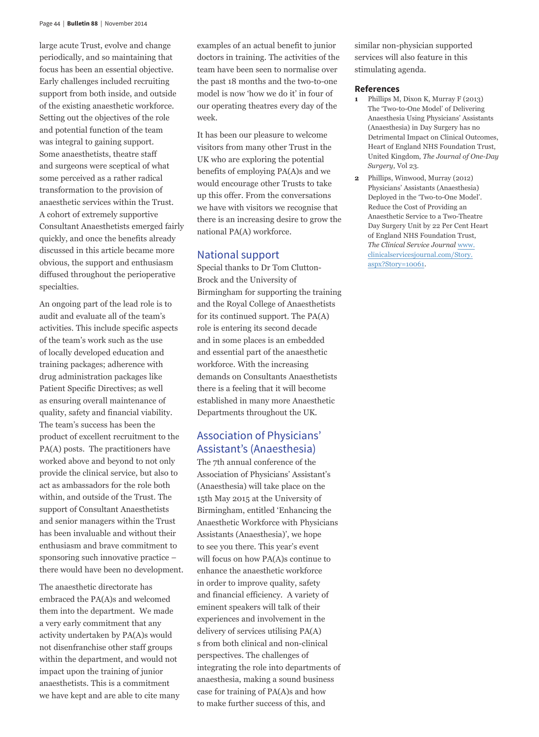large acute Trust, evolve and change periodically, and so maintaining that focus has been an essential objective. Early challenges included recruiting support from both inside, and outside of the existing anaesthetic workforce. Setting out the objectives of the role and potential function of the team was integral to gaining support. Some anaesthetists, theatre staff and surgeons were sceptical of what some perceived as a rather radical transformation to the provision of anaesthetic services within the Trust. A cohort of extremely supportive Consultant Anaesthetists emerged fairly quickly, and once the benefits already discussed in this article became more obvious, the support and enthusiasm diffused throughout the perioperative specialties.

An ongoing part of the lead role is to audit and evaluate all of the team's activities. This include specific aspects of the team's work such as the use of locally developed education and training packages; adherence with drug administration packages like Patient Specific Directives; as well as ensuring overall maintenance of quality, safety and financial viability. The team's success has been the product of excellent recruitment to the PA(A) posts. The practitioners have worked above and beyond to not only provide the clinical service, but also to act as ambassadors for the role both within, and outside of the Trust. The support of Consultant Anaesthetists and senior managers within the Trust has been invaluable and without their enthusiasm and brave commitment to sponsoring such innovative practice – there would have been no development.

The anaesthetic directorate has embraced the PA(A)s and welcomed them into the department. We made a very early commitment that any activity undertaken by PA(A)s would not disenfranchise other staff groups within the department, and would not impact upon the training of junior anaesthetists. This is a commitment we have kept and are able to cite many examples of an actual benefit to junior doctors in training. The activities of the team have been seen to normalise over the past 18 months and the two-to-one model is now 'how we do it' in four of our operating theatres every day of the week.

It has been our pleasure to welcome visitors from many other Trust in the UK who are exploring the potential benefits of employing PA(A)s and we would encourage other Trusts to take up this offer. From the conversations we have with visitors we recognise that there is an increasing desire to grow the national PA(A) workforce.

## National support

Special thanks to Dr Tom Clutton-Brock and the University of Birmingham for supporting the training and the Royal College of Anaesthetists for its continued support. The PA(A) role is entering its second decade and in some places is an embedded and essential part of the anaesthetic workforce. With the increasing demands on Consultants Anaesthetists there is a feeling that it will become established in many more Anaesthetic Departments throughout the UK.

## Association of Physicians' Assistant's (Anaesthesia)

The 7th annual conference of the Association of Physicians' Assistant's (Anaesthesia) will take place on the 15th May 2015 at the University of Birmingham, entitled 'Enhancing the Anaesthetic Workforce with Physicians Assistants (Anaesthesia)', we hope to see you there. This year's event will focus on how PA(A)s continue to enhance the anaesthetic workforce in order to improve quality, safety and financial efficiency. A variety of eminent speakers will talk of their experiences and involvement in the delivery of services utilising PA(A) s from both clinical and non-clinical perspectives. The challenges of integrating the role into departments of anaesthesia, making a sound business case for training of PA(A)s and how to make further success of this, and similar non-physician supported services will also feature in this stimulating agenda.

### References

1. Phillips M, Dixon K, Murray F (2013) The 'Two-to-One Model' of Delivering Anaesthesia Using Physicians' Assistants (Anaesthesia) in Day Surgery has no Detrimental Impact on Clinical Outcomes, Heart of England NHS Foundation Trust, United Kingdom, *The Journal of One-Day Surgery*, Vol 23.
2. Phillips, Winwood, Murray (2012) Physicians' Assistants (Anaesthesia) Deployed in the 'Two-to-One Model'. Reduce the Cost of Providing an Anaesthetic Service to a Two-Theatre Day Surgery Unit by 22 Per Cent Heart of England NHS Foundation Trust, *The Clinical Service Journal* www.clinicalservicesjournal.com/Story.aspx?Story=10061.